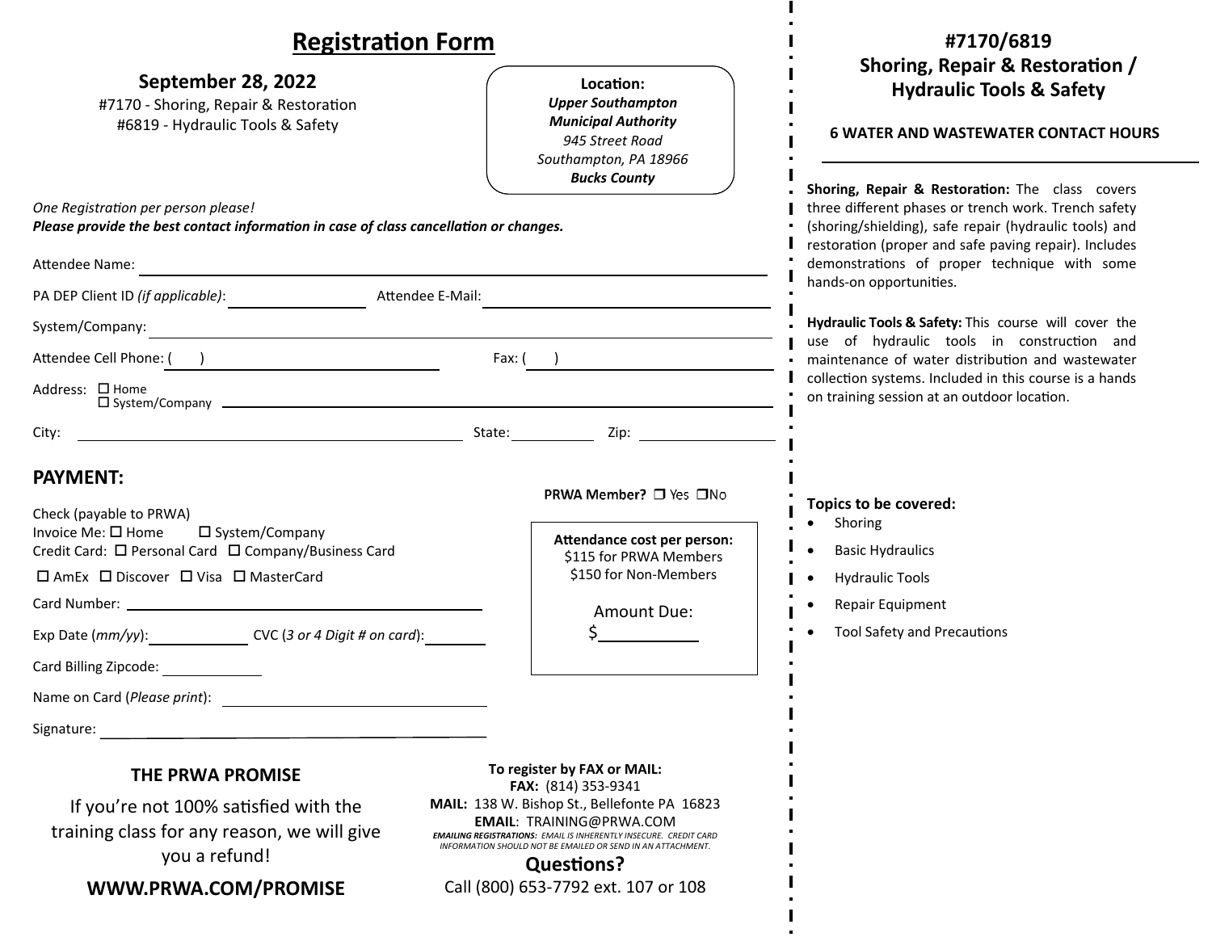# Registration Form

## September 28, 2022

#7170 - Shoring, Repair & Restoration
#6819 - Hydraulic Tools & Safety

**Location:**
***Upper Southampton Municipal Authority***
*945 Street Road*
*Southampton, PA 18966*
***Bucks County***

*One Registration per person please!*
***Please provide the best contact information in case of class cancellation or changes.***

Attendee Name: ______________________________

PA DEP Client ID *(if applicable)*: ____________ Attendee E-Mail: ______________________

System/Company: ______________________________

Attendee Cell Phone: (    ) ____________ Fax: (    ) ____________

Address: ☐ Home ☐ System/Company ______________________________

City: ____________ State: ________ Zip: ________

## PAYMENT:

**PRWA Member?** ☐ Yes ☐ No

Check (payable to PRWA)
Invoice Me: ☐ Home ☐ System/Company
Credit Card: ☐ Personal Card ☐ Company/Business Card
☐ AmEx ☐ Discover ☐ Visa ☐ MasterCard

Card Number: ______________________________

Exp Date (*mm/yy*): ________ CVC (*3 or 4 Digit # on card*): ________

Card Billing Zipcode: ________

Name on Card (*Please print*): ______________________

Signature: ______________________________

**Attendance cost per person:**
$115 for PRWA Members
$150 for Non-Members

Amount Due:
$__________

### THE PRWA PROMISE

If you're not 100% satisfied with the training class for any reason, we will give you a refund!

**WWW.PRWA.COM/PROMISE**

**To register by FAX or MAIL:**
**FAX:** (814) 353-9341
**MAIL:** 138 W. Bishop St., Bellefonte PA 16823
**EMAIL**: TRAINING@PRWA.COM
***EMAILING REGISTRATIONS:*** *EMAIL IS INHERENTLY INSECURE. CREDIT CARD INFORMATION SHOULD NOT BE EMAILED OR SEND IN AN ATTACHMENT.*

**Questions?**
Call (800) 653-7792 ext. 107 or 108

## #7170/6819 Shoring, Repair & Restoration / Hydraulic Tools & Safety

**6 WATER AND WASTEWATER CONTACT HOURS**

**Shoring, Repair & Restoration:** The class covers three different phases or trench work. Trench safety (shoring/shielding), safe repair (hydraulic tools) and restoration (proper and safe paving repair). Includes demonstrations of proper technique with some hands-on opportunities.

**Hydraulic Tools & Safety:** This course will cover the use of hydraulic tools in construction and maintenance of water distribution and wastewater collection systems. Included in this course is a hands on training session at an outdoor location.

**Topics to be covered:**

- Shoring
- Basic Hydraulics
- Hydraulic Tools
- Repair Equipment
- Tool Safety and Precautions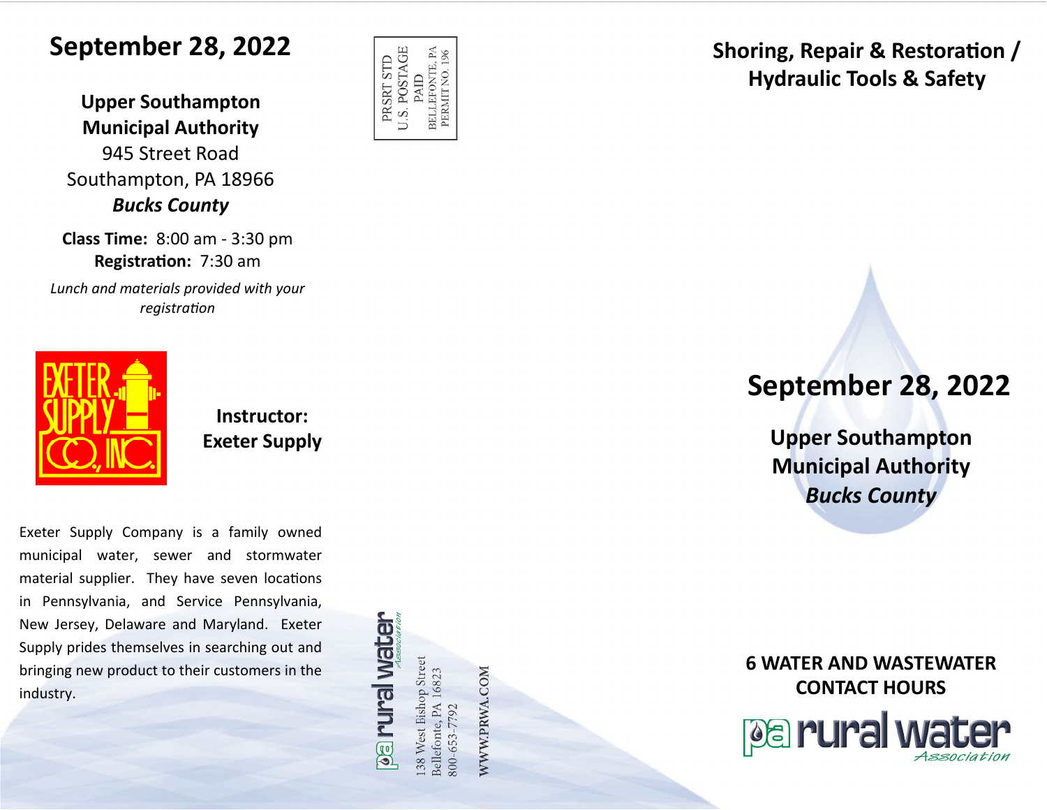## September 28, 2022

**Upper Southampton Municipal Authority**
945 Street Road
Southampton, PA 18966
***Bucks County***

**Class Time:** 8:00 am - 3:30 pm
**Registration:** 7:30 am

*Lunch and materials provided with your registration*

EXETER SUPPLY CO., INC.

**Instructor: Exeter Supply**

Exeter Supply Company is a family owned municipal water, sewer and stormwater material supplier. They have seven locations in Pennsylvania, and Service Pennsylvania, New Jersey, Delaware and Maryland. Exeter Supply prides themselves in searching out and bringing new product to their customers in the industry.

PRSRT STD
U.S. POSTAGE
PAID
BELLEFONTE, PA
PERMIT NO. 196

pa rural water Association
138 West Bishop Street
Bellefonte, PA 16823
800-653-7792

WWW.PRWA.COM

## Shoring, Repair & Restoration / Hydraulic Tools & Safety

## September 28, 2022

**Upper Southampton Municipal Authority**
***Bucks County***

**6 WATER AND WASTEWATER CONTACT HOURS**

pa rural water Association